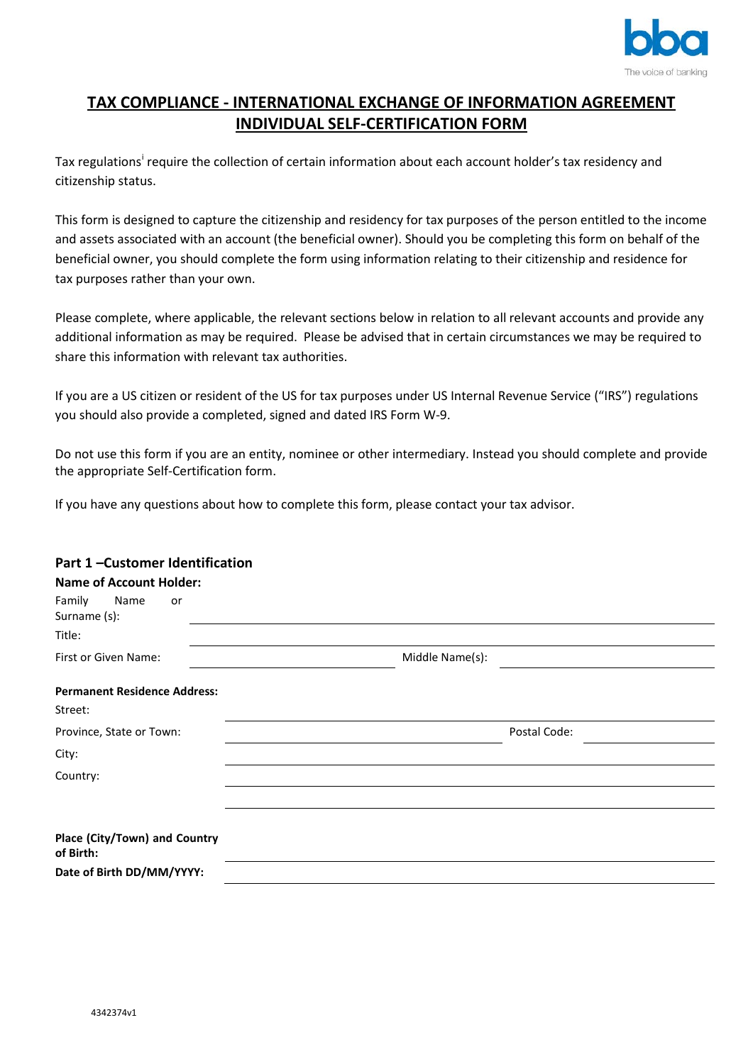# TAX COMPLIANCE - INTERNATIONAL EXCHANGE OF INFORMATION AGREEMENT INDIVIDUAL SELF-CERTIFICATION FORM

Tax regulations[i] require the collection of certain information about each account holder's tax residency and citizenship status.

This form is designed to capture the citizenship and residency for tax purposes of the person entitled to the income and assets associated with an account (the beneficial owner). Should you be completing this form on behalf of the beneficial owner, you should complete the form using information relating to their citizenship and residence for tax purposes rather than your own.

Please complete, where applicable, the relevant sections below in relation to all relevant accounts and provide any additional information as may be required. Please be advised that in certain circumstances we may be required to share this information with relevant tax authorities.

If you are a US citizen or resident of the US for tax purposes under US Internal Revenue Service ("IRS") regulations you should also provide a completed, signed and dated IRS Form W-9.

Do not use this form if you are an entity, nominee or other intermediary. Instead you should complete and provide the appropriate Self-Certification form.

If you have any questions about how to complete this form, please contact your tax advisor.

## Part 1 –Customer Identification

**Name of Account Holder:**

Family Name or Surname (s): ______________________

Title: ______________________

First or Given Name: ______________________ Middle Name(s): ______________________

**Permanent Residence Address:**

Street: ______________________

Province, State or Town: ______________________ Postal Code: ______________________

City: ______________________

Country: ______________________

______________________

**Place (City/Town) and Country of Birth:** ______________________

**Date of Birth DD/MM/YYYY:** ______________________

4342374v1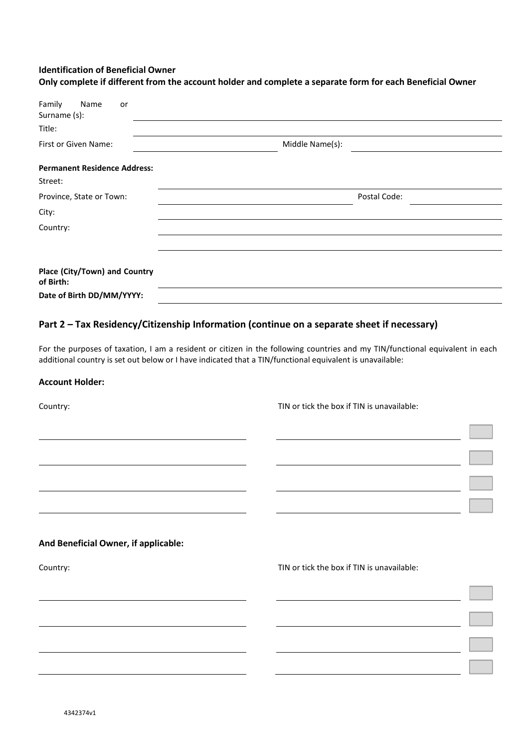**Identification of Beneficial Owner**
**Only complete if different from the account holder and complete a separate form for each Beneficial Owner**

Family Name or Surname (s): ______________________________

Title: ______________________________

First or Given Name: ______________________________ Middle Name(s): ______________________________

**Permanent Residence Address:**

Street: ______________________________

Province, State or Town: ______________________________ Postal Code: ______________________________

City: ______________________________

Country: ______________________________

**Place (City/Town) and Country of Birth:** ______________________________

**Date of Birth DD/MM/YYYY:** ______________________________

## Part 2 – Tax Residency/Citizenship Information (continue on a separate sheet if necessary)

For the purposes of taxation, I am a resident or citizen in the following countries and my TIN/functional equivalent in each additional country is set out below or I have indicated that a TIN/functional equivalent is unavailable:

### Account Holder:

| Country: | TIN or tick the box if TIN is unavailable: | |
|---|---|---|
| | | ☐ |
| | | ☐ |
| | | ☐ |
| | | ☐ |

### And Beneficial Owner, if applicable:

| Country: | TIN or tick the box if TIN is unavailable: | |
|---|---|---|
| | | ☐ |
| | | ☐ |
| | | ☐ |
| | | ☐ |

4342374v1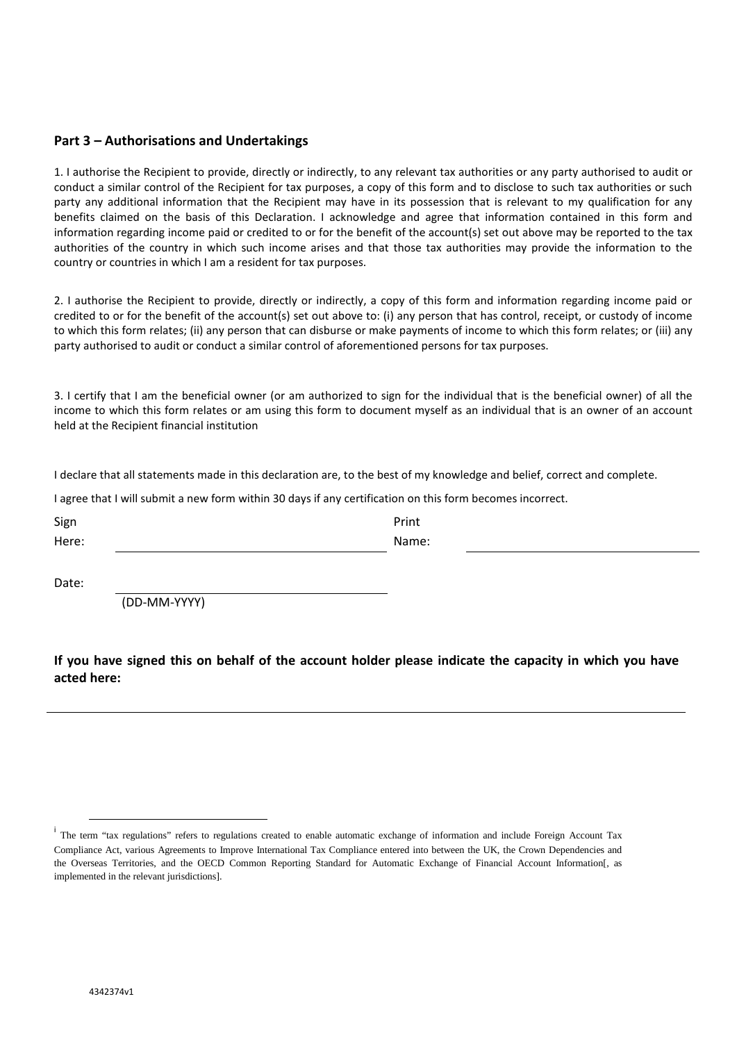## Part 3 – Authorisations and Undertakings

1. I authorise the Recipient to provide, directly or indirectly, to any relevant tax authorities or any party authorised to audit or conduct a similar control of the Recipient for tax purposes, a copy of this form and to disclose to such tax authorities or such party any additional information that the Recipient may have in its possession that is relevant to my qualification for any benefits claimed on the basis of this Declaration. I acknowledge and agree that information contained in this form and information regarding income paid or credited to or for the benefit of the account(s) set out above may be reported to the tax authorities of the country in which such income arises and that those tax authorities may provide the information to the country or countries in which I am a resident for tax purposes.

2. I authorise the Recipient to provide, directly or indirectly, a copy of this form and information regarding income paid or credited to or for the benefit of the account(s) set out above to: (i) any person that has control, receipt, or custody of income to which this form relates; (ii) any person that can disburse or make payments of income to which this form relates; or (iii) any party authorised to audit or conduct a similar control of aforementioned persons for tax purposes.

3. I certify that I am the beneficial owner (or am authorized to sign for the individual that is the beneficial owner) of all the income to which this form relates or am using this form to document myself as an individual that is an owner of an account held at the Recipient financial institution

I declare that all statements made in this declaration are, to the best of my knowledge and belief, correct and complete.

I agree that I will submit a new form within 30 days if any certification on this form becomes incorrect.

Sign Here: ______________________________ Print Name: ______________________________

Date: ______________________________
(DD-MM-YYYY)

**If you have signed this on behalf of the account holder please indicate the capacity in which you have acted here:**

______________________________________________________________________

[i] The term "tax regulations" refers to regulations created to enable automatic exchange of information and include Foreign Account Tax Compliance Act, various Agreements to Improve International Tax Compliance entered into between the UK, the Crown Dependencies and the Overseas Territories, and the OECD Common Reporting Standard for Automatic Exchange of Financial Account Information[, as implemented in the relevant jurisdictions].

4342374v1